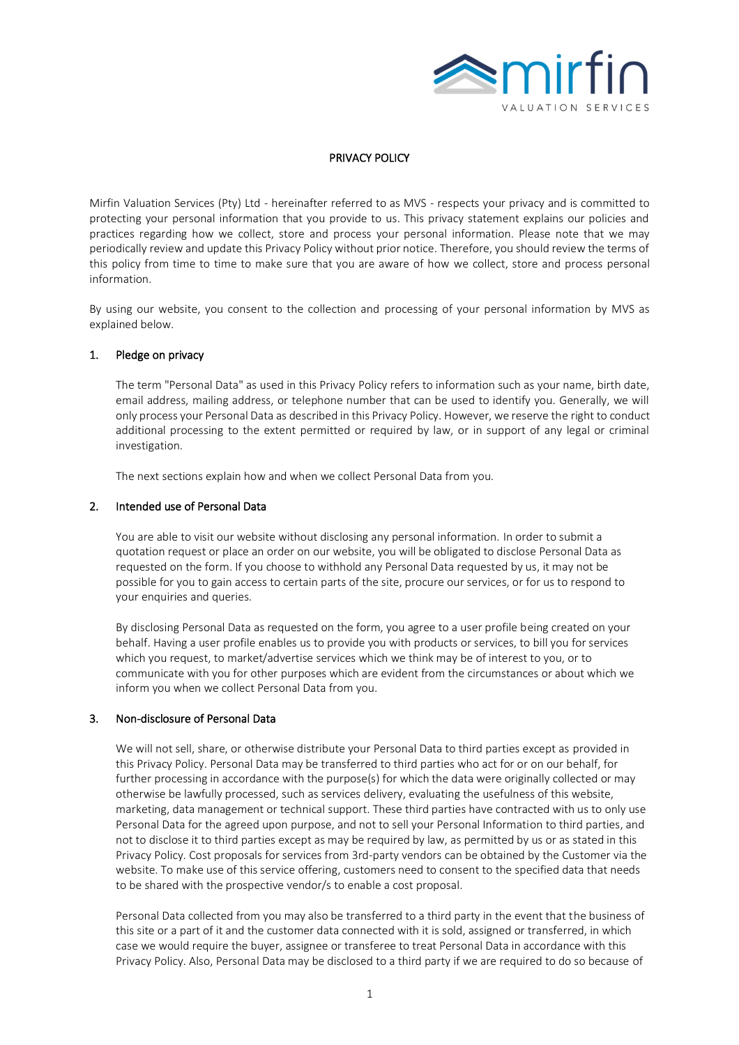# PRIVACY POLICY

Mirfin Valuation Services (Pty) Ltd - hereinafter referred to as MVS - respects your privacy and is committed to protecting your personal information that you provide to us. This privacy statement explains our policies and practices regarding how we collect, store and process your personal information. Please note that we may periodically review and update this Privacy Policy without prior notice. Therefore, you should review the terms of this policy from time to time to make sure that you are aware of how we collect, store and process personal information.

By using our website, you consent to the collection and processing of your personal information by MVS as explained below.

## 1. Pledge on privacy

The term "Personal Data" as used in this Privacy Policy refers to information such as your name, birth date, email address, mailing address, or telephone number that can be used to identify you. Generally, we will only process your Personal Data as described in this Privacy Policy. However, we reserve the right to conduct additional processing to the extent permitted or required by law, or in support of any legal or criminal investigation.

The next sections explain how and when we collect Personal Data from you.

## 2. Intended use of Personal Data

You are able to visit our website without disclosing any personal information. In order to submit a quotation request or place an order on our website, you will be obligated to disclose Personal Data as requested on the form. If you choose to withhold any Personal Data requested by us, it may not be possible for you to gain access to certain parts of the site, procure our services, or for us to respond to your enquiries and queries.

By disclosing Personal Data as requested on the form, you agree to a user profile being created on your behalf. Having a user profile enables us to provide you with products or services, to bill you for services which you request, to market/advertise services which we think may be of interest to you, or to communicate with you for other purposes which are evident from the circumstances or about which we inform you when we collect Personal Data from you.

## 3. Non-disclosure of Personal Data

We will not sell, share, or otherwise distribute your Personal Data to third parties except as provided in this Privacy Policy. Personal Data may be transferred to third parties who act for or on our behalf, for further processing in accordance with the purpose(s) for which the data were originally collected or may otherwise be lawfully processed, such as services delivery, evaluating the usefulness of this website, marketing, data management or technical support. These third parties have contracted with us to only use Personal Data for the agreed upon purpose, and not to sell your Personal Information to third parties, and not to disclose it to third parties except as may be required by law, as permitted by us or as stated in this Privacy Policy. Cost proposals for services from 3rd-party vendors can be obtained by the Customer via the website. To make use of this service offering, customers need to consent to the specified data that needs to be shared with the prospective vendor/s to enable a cost proposal.

Personal Data collected from you may also be transferred to a third party in the event that the business of this site or a part of it and the customer data connected with it is sold, assigned or transferred, in which case we would require the buyer, assignee or transferee to treat Personal Data in accordance with this Privacy Policy. Also, Personal Data may be disclosed to a third party if we are required to do so because of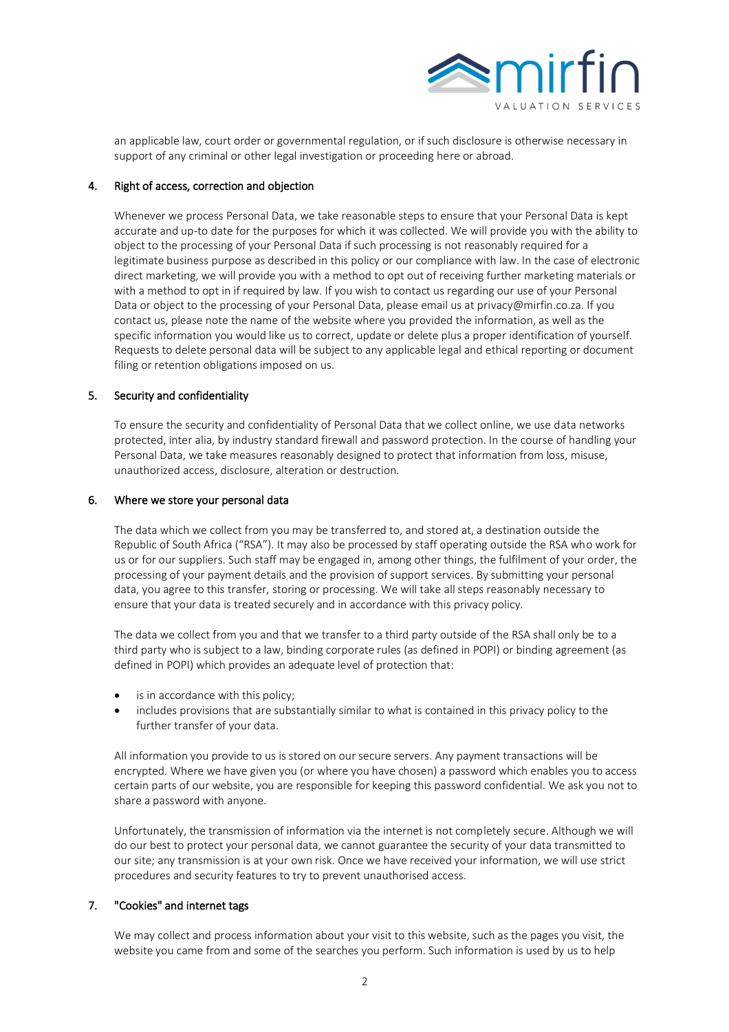an applicable law, court order or governmental regulation, or if such disclosure is otherwise necessary in support of any criminal or other legal investigation or proceeding here or abroad.

## 4. Right of access, correction and objection

Whenever we process Personal Data, we take reasonable steps to ensure that your Personal Data is kept accurate and up-to date for the purposes for which it was collected. We will provide you with the ability to object to the processing of your Personal Data if such processing is not reasonably required for a legitimate business purpose as described in this policy or our compliance with law. In the case of electronic direct marketing, we will provide you with a method to opt out of receiving further marketing materials or with a method to opt in if required by law. If you wish to contact us regarding our use of your Personal Data or object to the processing of your Personal Data, please email us at privacy@mirfin.co.za. If you contact us, please note the name of the website where you provided the information, as well as the specific information you would like us to correct, update or delete plus a proper identification of yourself. Requests to delete personal data will be subject to any applicable legal and ethical reporting or document filing or retention obligations imposed on us.

## 5. Security and confidentiality

To ensure the security and confidentiality of Personal Data that we collect online, we use data networks protected, inter alia, by industry standard firewall and password protection. In the course of handling your Personal Data, we take measures reasonably designed to protect that information from loss, misuse, unauthorized access, disclosure, alteration or destruction.

## 6. Where we store your personal data

The data which we collect from you may be transferred to, and stored at, a destination outside the Republic of South Africa ("RSA"). It may also be processed by staff operating outside the RSA who work for us or for our suppliers. Such staff may be engaged in, among other things, the fulfilment of your order, the processing of your payment details and the provision of support services. By submitting your personal data, you agree to this transfer, storing or processing. We will take all steps reasonably necessary to ensure that your data is treated securely and in accordance with this privacy policy.

The data we collect from you and that we transfer to a third party outside of the RSA shall only be to a third party who is subject to a law, binding corporate rules (as defined in POPI) or binding agreement (as defined in POPI) which provides an adequate level of protection that:

- is in accordance with this policy;
- includes provisions that are substantially similar to what is contained in this privacy policy to the further transfer of your data.

All information you provide to us is stored on our secure servers. Any payment transactions will be encrypted. Where we have given you (or where you have chosen) a password which enables you to access certain parts of our website, you are responsible for keeping this password confidential. We ask you not to share a password with anyone.

Unfortunately, the transmission of information via the internet is not completely secure. Although we will do our best to protect your personal data, we cannot guarantee the security of your data transmitted to our site; any transmission is at your own risk. Once we have received your information, we will use strict procedures and security features to try to prevent unauthorised access.

## 7. "Cookies" and internet tags

We may collect and process information about your visit to this website, such as the pages you visit, the website you came from and some of the searches you perform. Such information is used by us to help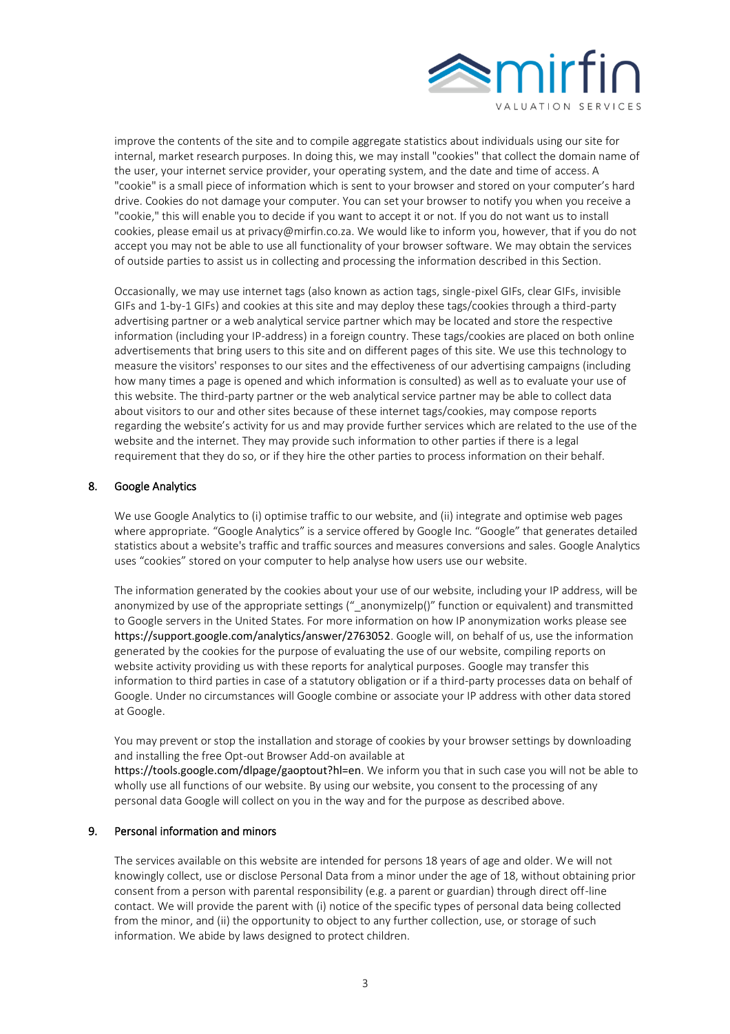improve the contents of the site and to compile aggregate statistics about individuals using our site for internal, market research purposes. In doing this, we may install "cookies" that collect the domain name of the user, your internet service provider, your operating system, and the date and time of access. A "cookie" is a small piece of information which is sent to your browser and stored on your computer's hard drive. Cookies do not damage your computer. You can set your browser to notify you when you receive a "cookie," this will enable you to decide if you want to accept it or not. If you do not want us to install cookies, please email us at privacy@mirfin.co.za. We would like to inform you, however, that if you do not accept you may not be able to use all functionality of your browser software. We may obtain the services of outside parties to assist us in collecting and processing the information described in this Section.

Occasionally, we may use internet tags (also known as action tags, single-pixel GIFs, clear GIFs, invisible GIFs and 1-by-1 GIFs) and cookies at this site and may deploy these tags/cookies through a third-party advertising partner or a web analytical service partner which may be located and store the respective information (including your IP-address) in a foreign country. These tags/cookies are placed on both online advertisements that bring users to this site and on different pages of this site. We use this technology to measure the visitors' responses to our sites and the effectiveness of our advertising campaigns (including how many times a page is opened and which information is consulted) as well as to evaluate your use of this website. The third-party partner or the web analytical service partner may be able to collect data about visitors to our and other sites because of these internet tags/cookies, may compose reports regarding the website's activity for us and may provide further services which are related to the use of the website and the internet. They may provide such information to other parties if there is a legal requirement that they do so, or if they hire the other parties to process information on their behalf.

## 8. Google Analytics

We use Google Analytics to (i) optimise traffic to our website, and (ii) integrate and optimise web pages where appropriate. "Google Analytics" is a service offered by Google Inc. "Google" that generates detailed statistics about a website's traffic and traffic sources and measures conversions and sales. Google Analytics uses "cookies" stored on your computer to help analyse how users use our website.

The information generated by the cookies about your use of our website, including your IP address, will be anonymized by use of the appropriate settings ("_anonymizeIp()" function or equivalent) and transmitted to Google servers in the United States. For more information on how IP anonymization works please see https://support.google.com/analytics/answer/2763052. Google will, on behalf of us, use the information generated by the cookies for the purpose of evaluating the use of our website, compiling reports on website activity providing us with these reports for analytical purposes. Google may transfer this information to third parties in case of a statutory obligation or if a third-party processes data on behalf of Google. Under no circumstances will Google combine or associate your IP address with other data stored at Google.

You may prevent or stop the installation and storage of cookies by your browser settings by downloading and installing the free Opt-out Browser Add-on available at https://tools.google.com/dlpage/gaoptout?hl=en. We inform you that in such case you will not be able to wholly use all functions of our website. By using our website, you consent to the processing of any personal data Google will collect on you in the way and for the purpose as described above.

## 9. Personal information and minors

The services available on this website are intended for persons 18 years of age and older. We will not knowingly collect, use or disclose Personal Data from a minor under the age of 18, without obtaining prior consent from a person with parental responsibility (e.g. a parent or guardian) through direct off-line contact. We will provide the parent with (i) notice of the specific types of personal data being collected from the minor, and (ii) the opportunity to object to any further collection, use, or storage of such information. We abide by laws designed to protect children.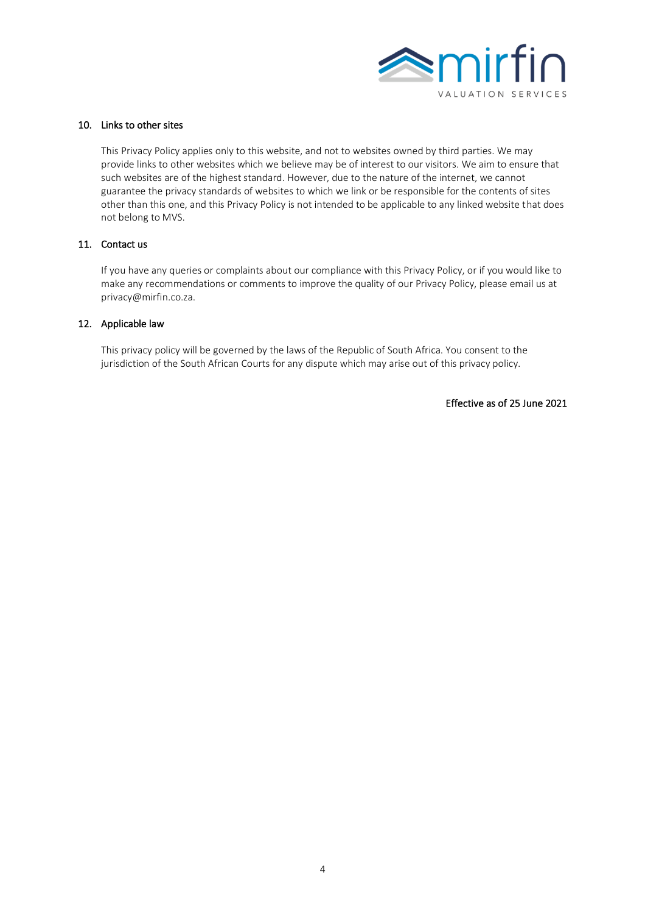## 10. Links to other sites

This Privacy Policy applies only to this website, and not to websites owned by third parties. We may provide links to other websites which we believe may be of interest to our visitors. We aim to ensure that such websites are of the highest standard. However, due to the nature of the internet, we cannot guarantee the privacy standards of websites to which we link or be responsible for the contents of sites other than this one, and this Privacy Policy is not intended to be applicable to any linked website that does not belong to MVS.

## 11. Contact us

If you have any queries or complaints about our compliance with this Privacy Policy, or if you would like to make any recommendations or comments to improve the quality of our Privacy Policy, please email us at privacy@mirfin.co.za.

## 12. Applicable law

This privacy policy will be governed by the laws of the Republic of South Africa. You consent to the jurisdiction of the South African Courts for any dispute which may arise out of this privacy policy.

Effective as of 25 June 2021